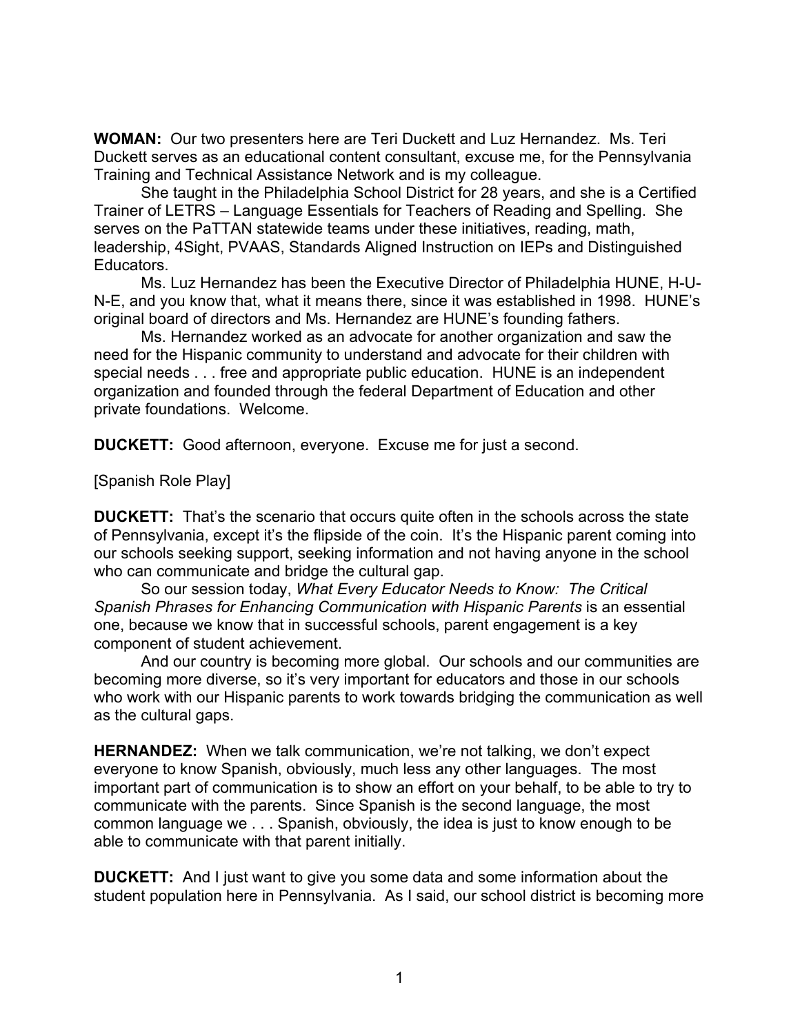**WOMAN:** Our two presenters here are Teri Duckett and Luz Hernandez. Ms. Teri Duckett serves as an educational content consultant, excuse me, for the Pennsylvania Training and Technical Assistance Network and is my colleague.

She taught in the Philadelphia School District for 28 years, and she is a Certified Trainer of LETRS – Language Essentials for Teachers of Reading and Spelling. She serves on the PaTTAN statewide teams under these initiatives, reading, math, leadership, 4Sight, PVAAS, Standards Aligned Instruction on IEPs and Distinguished Educators.

Ms. Luz Hernandez has been the Executive Director of Philadelphia HUNE, H-U-N-E, and you know that, what it means there, since it was established in 1998. HUNE's original board of directors and Ms. Hernandez are HUNE's founding fathers.

Ms. Hernandez worked as an advocate for another organization and saw the need for the Hispanic community to understand and advocate for their children with special needs . . . free and appropriate public education. HUNE is an independent organization and founded through the federal Department of Education and other private foundations. Welcome.

**DUCKETT:** Good afternoon, everyone. Excuse me for just a second.

[Spanish Role Play]

**DUCKETT:** That's the scenario that occurs quite often in the schools across the state of Pennsylvania, except it's the flipside of the coin. It's the Hispanic parent coming into our schools seeking support, seeking information and not having anyone in the school who can communicate and bridge the cultural gap.

So our session today, *What Every Educator Needs to Know: The Critical Spanish Phrases for Enhancing Communication with Hispanic Parents* is an essential one, because we know that in successful schools, parent engagement is a key component of student achievement.

And our country is becoming more global. Our schools and our communities are becoming more diverse, so it's very important for educators and those in our schools who work with our Hispanic parents to work towards bridging the communication as well as the cultural gaps.

**HERNANDEZ:** When we talk communication, we're not talking, we don't expect everyone to know Spanish, obviously, much less any other languages. The most important part of communication is to show an effort on your behalf, to be able to try to communicate with the parents. Since Spanish is the second language, the most common language we . . . Spanish, obviously, the idea is just to know enough to be able to communicate with that parent initially.

**DUCKETT:** And I just want to give you some data and some information about the student population here in Pennsylvania. As I said, our school district is becoming more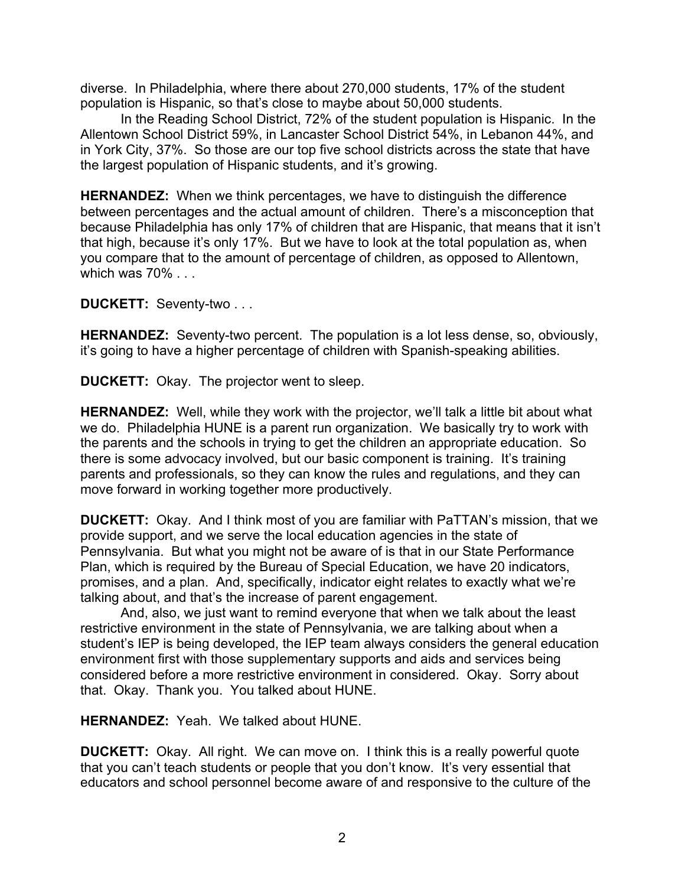diverse. In Philadelphia, where there about 270,000 students, 17% of the student population is Hispanic, so that's close to maybe about 50,000 students.

In the Reading School District, 72% of the student population is Hispanic. In the Allentown School District 59%, in Lancaster School District 54%, in Lebanon 44%, and in York City, 37%. So those are our top five school districts across the state that have the largest population of Hispanic students, and it's growing.

**HERNANDEZ:** When we think percentages, we have to distinguish the difference between percentages and the actual amount of children. There's a misconception that because Philadelphia has only 17% of children that are Hispanic, that means that it isn't that high, because it's only 17%. But we have to look at the total population as, when you compare that to the amount of percentage of children, as opposed to Allentown, which was 70% . . .

**DUCKETT:** Seventy-two . . .

**HERNANDEZ:** Seventy-two percent. The population is a lot less dense, so, obviously, it's going to have a higher percentage of children with Spanish-speaking abilities.

**DUCKETT:** Okay. The projector went to sleep.

**HERNANDEZ:** Well, while they work with the projector, we'll talk a little bit about what we do. Philadelphia HUNE is a parent run organization. We basically try to work with the parents and the schools in trying to get the children an appropriate education. So there is some advocacy involved, but our basic component is training. It's training parents and professionals, so they can know the rules and regulations, and they can move forward in working together more productively.

**DUCKETT:** Okay. And I think most of you are familiar with PaTTAN's mission, that we provide support, and we serve the local education agencies in the state of Pennsylvania. But what you might not be aware of is that in our State Performance Plan, which is required by the Bureau of Special Education, we have 20 indicators, promises, and a plan. And, specifically, indicator eight relates to exactly what we're talking about, and that's the increase of parent engagement.

And, also, we just want to remind everyone that when we talk about the least restrictive environment in the state of Pennsylvania, we are talking about when a student's IEP is being developed, the IEP team always considers the general education environment first with those supplementary supports and aids and services being considered before a more restrictive environment in considered. Okay. Sorry about that. Okay. Thank you. You talked about HUNE.

**HERNANDEZ:** Yeah. We talked about HUNE.

**DUCKETT:** Okay. All right. We can move on. I think this is a really powerful quote that you can't teach students or people that you don't know. It's very essential that educators and school personnel become aware of and responsive to the culture of the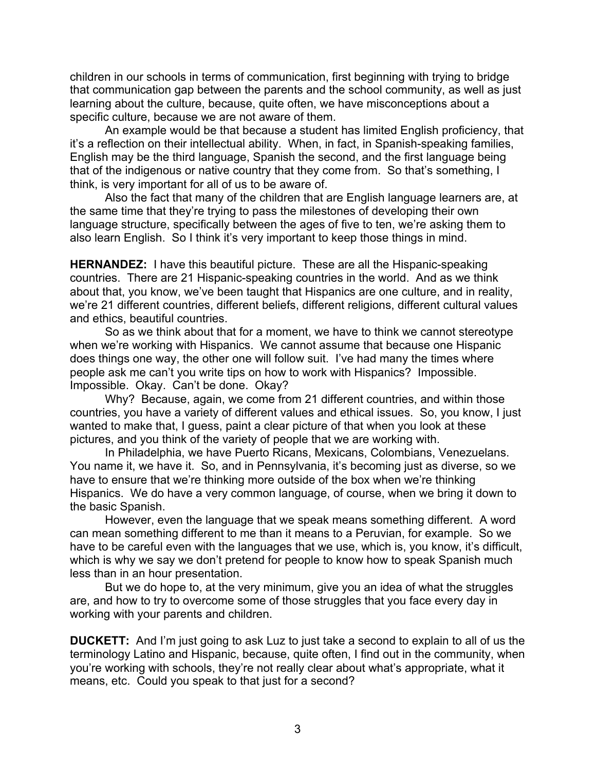children in our schools in terms of communication, first beginning with trying to bridge that communication gap between the parents and the school community, as well as just learning about the culture, because, quite often, we have misconceptions about a specific culture, because we are not aware of them.

An example would be that because a student has limited English proficiency, that it's a reflection on their intellectual ability. When, in fact, in Spanish-speaking families, English may be the third language, Spanish the second, and the first language being that of the indigenous or native country that they come from. So that's something, I think, is very important for all of us to be aware of.

Also the fact that many of the children that are English language learners are, at the same time that they're trying to pass the milestones of developing their own language structure, specifically between the ages of five to ten, we're asking them to also learn English. So I think it's very important to keep those things in mind.

**HERNANDEZ:** I have this beautiful picture. These are all the Hispanic-speaking countries. There are 21 Hispanic-speaking countries in the world. And as we think about that, you know, we've been taught that Hispanics are one culture, and in reality, we're 21 different countries, different beliefs, different religions, different cultural values and ethics, beautiful countries.

So as we think about that for a moment, we have to think we cannot stereotype when we're working with Hispanics. We cannot assume that because one Hispanic does things one way, the other one will follow suit. I've had many the times where people ask me can't you write tips on how to work with Hispanics? Impossible. Impossible. Okay. Can't be done. Okay?

Why? Because, again, we come from 21 different countries, and within those countries, you have a variety of different values and ethical issues. So, you know, I just wanted to make that, I guess, paint a clear picture of that when you look at these pictures, and you think of the variety of people that we are working with.

In Philadelphia, we have Puerto Ricans, Mexicans, Colombians, Venezuelans. You name it, we have it. So, and in Pennsylvania, it's becoming just as diverse, so we have to ensure that we're thinking more outside of the box when we're thinking Hispanics. We do have a very common language, of course, when we bring it down to the basic Spanish.

However, even the language that we speak means something different. A word can mean something different to me than it means to a Peruvian, for example. So we have to be careful even with the languages that we use, which is, you know, it's difficult, which is why we say we don't pretend for people to know how to speak Spanish much less than in an hour presentation.

But we do hope to, at the very minimum, give you an idea of what the struggles are, and how to try to overcome some of those struggles that you face every day in working with your parents and children.

**DUCKETT:** And I'm just going to ask Luz to just take a second to explain to all of us the terminology Latino and Hispanic, because, quite often, I find out in the community, when you're working with schools, they're not really clear about what's appropriate, what it means, etc. Could you speak to that just for a second?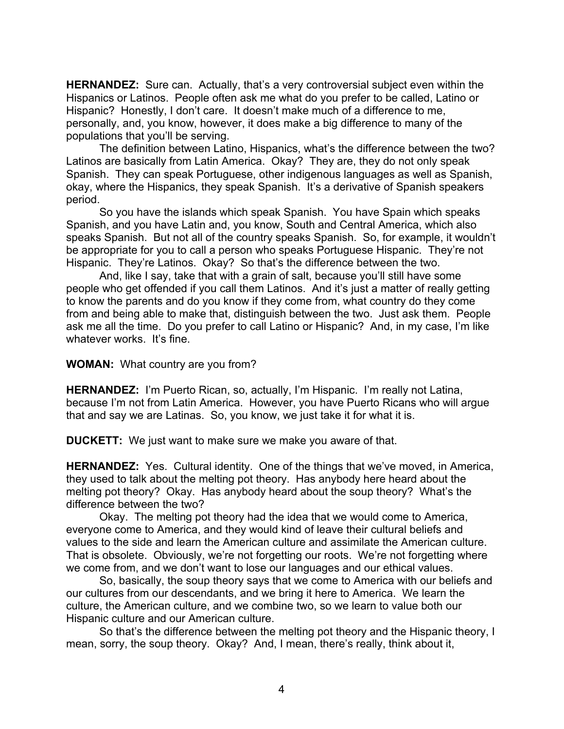**HERNANDEZ:** Sure can. Actually, that's a very controversial subject even within the Hispanics or Latinos. People often ask me what do you prefer to be called, Latino or Hispanic? Honestly, I don't care. It doesn't make much of a difference to me, personally, and, you know, however, it does make a big difference to many of the populations that you'll be serving.

The definition between Latino, Hispanics, what's the difference between the two? Latinos are basically from Latin America. Okay? They are, they do not only speak Spanish. They can speak Portuguese, other indigenous languages as well as Spanish, okay, where the Hispanics, they speak Spanish. It's a derivative of Spanish speakers period.

So you have the islands which speak Spanish. You have Spain which speaks Spanish, and you have Latin and, you know, South and Central America, which also speaks Spanish. But not all of the country speaks Spanish. So, for example, it wouldn't be appropriate for you to call a person who speaks Portuguese Hispanic. They're not Hispanic. They're Latinos. Okay? So that's the difference between the two.

And, like I say, take that with a grain of salt, because you'll still have some people who get offended if you call them Latinos. And it's just a matter of really getting to know the parents and do you know if they come from, what country do they come from and being able to make that, distinguish between the two. Just ask them. People ask me all the time. Do you prefer to call Latino or Hispanic? And, in my case, I'm like whatever works. It's fine.

**WOMAN:** What country are you from?

**HERNANDEZ:** I'm Puerto Rican, so, actually, I'm Hispanic. I'm really not Latina, because I'm not from Latin America. However, you have Puerto Ricans who will argue that and say we are Latinas. So, you know, we just take it for what it is.

**DUCKETT:** We just want to make sure we make you aware of that.

**HERNANDEZ:** Yes. Cultural identity. One of the things that we've moved, in America, they used to talk about the melting pot theory. Has anybody here heard about the melting pot theory? Okay. Has anybody heard about the soup theory? What's the difference between the two?

Okay. The melting pot theory had the idea that we would come to America, everyone come to America, and they would kind of leave their cultural beliefs and values to the side and learn the American culture and assimilate the American culture. That is obsolete. Obviously, we're not forgetting our roots. We're not forgetting where we come from, and we don't want to lose our languages and our ethical values.

So, basically, the soup theory says that we come to America with our beliefs and our cultures from our descendants, and we bring it here to America. We learn the culture, the American culture, and we combine two, so we learn to value both our Hispanic culture and our American culture.

So that's the difference between the melting pot theory and the Hispanic theory, I mean, sorry, the soup theory. Okay? And, I mean, there's really, think about it,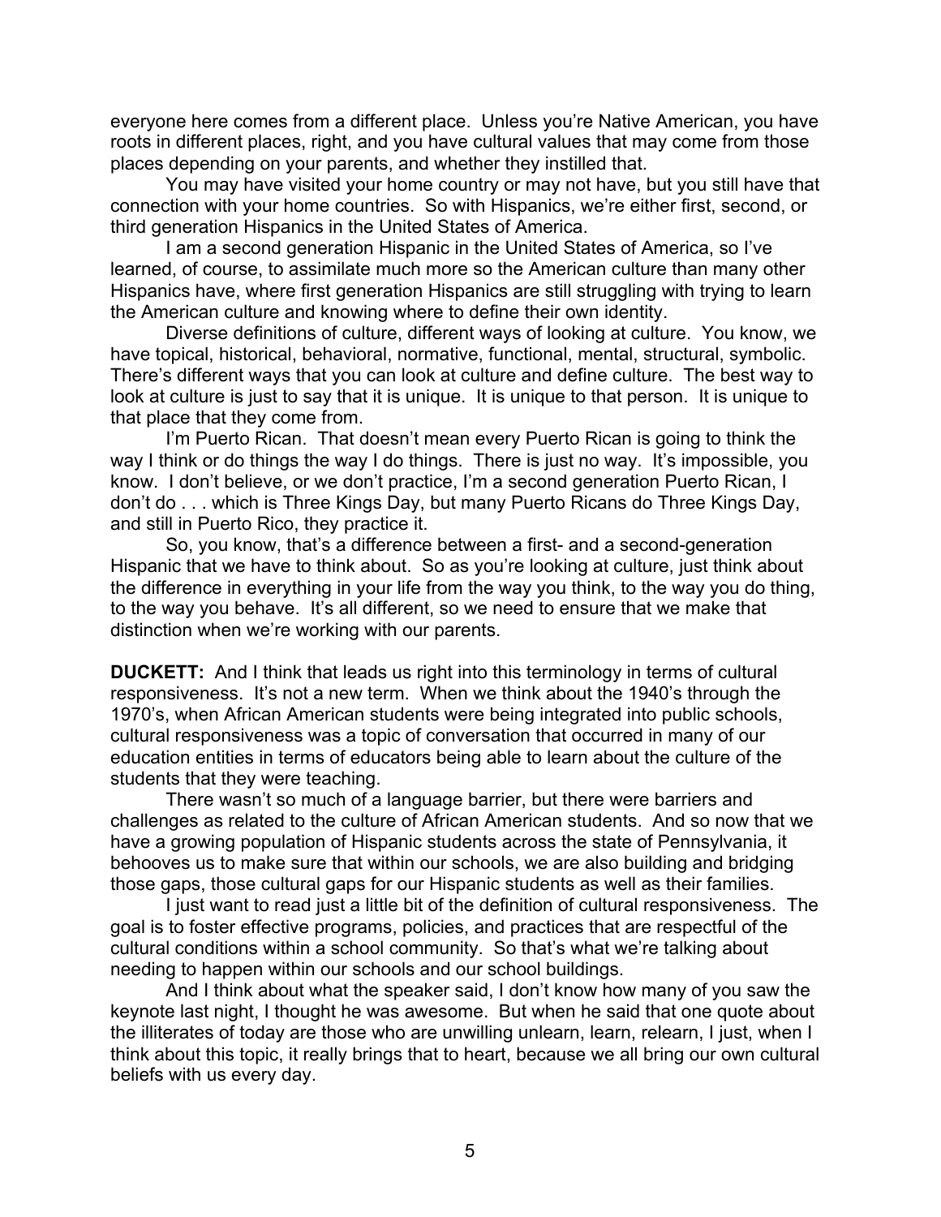everyone here comes from a different place. Unless you're Native American, you have roots in different places, right, and you have cultural values that may come from those places depending on your parents, and whether they instilled that.

You may have visited your home country or may not have, but you still have that connection with your home countries. So with Hispanics, we're either first, second, or third generation Hispanics in the United States of America.

I am a second generation Hispanic in the United States of America, so I've learned, of course, to assimilate much more so the American culture than many other Hispanics have, where first generation Hispanics are still struggling with trying to learn the American culture and knowing where to define their own identity.

Diverse definitions of culture, different ways of looking at culture. You know, we have topical, historical, behavioral, normative, functional, mental, structural, symbolic. There's different ways that you can look at culture and define culture. The best way to look at culture is just to say that it is unique. It is unique to that person. It is unique to that place that they come from.

I'm Puerto Rican. That doesn't mean every Puerto Rican is going to think the way I think or do things the way I do things. There is just no way. It's impossible, you know. I don't believe, or we don't practice, I'm a second generation Puerto Rican, I don't do . . . which is Three Kings Day, but many Puerto Ricans do Three Kings Day, and still in Puerto Rico, they practice it.

So, you know, that's a difference between a first- and a second-generation Hispanic that we have to think about. So as you're looking at culture, just think about the difference in everything in your life from the way you think, to the way you do thing, to the way you behave. It's all different, so we need to ensure that we make that distinction when we're working with our parents.

**DUCKETT:** And I think that leads us right into this terminology in terms of cultural responsiveness. It's not a new term. When we think about the 1940's through the 1970's, when African American students were being integrated into public schools, cultural responsiveness was a topic of conversation that occurred in many of our education entities in terms of educators being able to learn about the culture of the students that they were teaching.

There wasn't so much of a language barrier, but there were barriers and challenges as related to the culture of African American students. And so now that we have a growing population of Hispanic students across the state of Pennsylvania, it behooves us to make sure that within our schools, we are also building and bridging those gaps, those cultural gaps for our Hispanic students as well as their families.

I just want to read just a little bit of the definition of cultural responsiveness. The goal is to foster effective programs, policies, and practices that are respectful of the cultural conditions within a school community. So that's what we're talking about needing to happen within our schools and our school buildings.

And I think about what the speaker said, I don't know how many of you saw the keynote last night, I thought he was awesome. But when he said that one quote about the illiterates of today are those who are unwilling unlearn, learn, relearn, I just, when I think about this topic, it really brings that to heart, because we all bring our own cultural beliefs with us every day.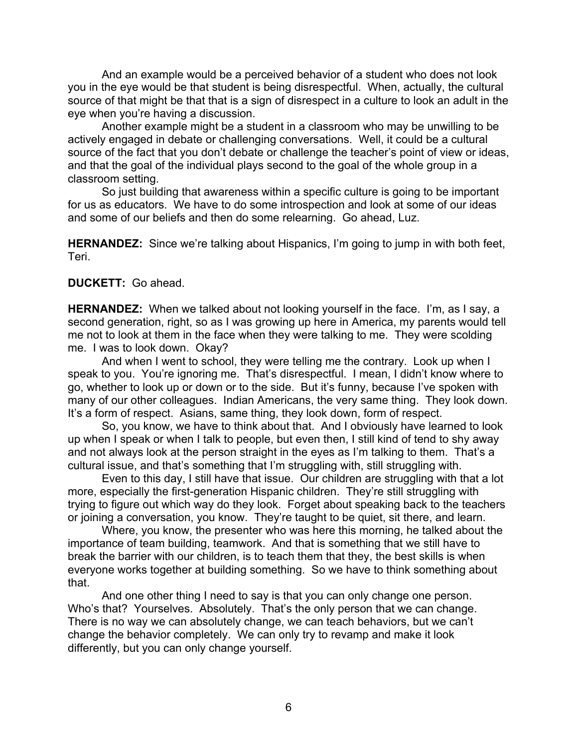And an example would be a perceived behavior of a student who does not look you in the eye would be that student is being disrespectful. When, actually, the cultural source of that might be that that is a sign of disrespect in a culture to look an adult in the eye when you're having a discussion.

Another example might be a student in a classroom who may be unwilling to be actively engaged in debate or challenging conversations. Well, it could be a cultural source of the fact that you don't debate or challenge the teacher's point of view or ideas, and that the goal of the individual plays second to the goal of the whole group in a classroom setting.

So just building that awareness within a specific culture is going to be important for us as educators. We have to do some introspection and look at some of our ideas and some of our beliefs and then do some relearning. Go ahead, Luz.

**HERNANDEZ:** Since we're talking about Hispanics, I'm going to jump in with both feet, Teri.

**DUCKETT:** Go ahead.

**HERNANDEZ:** When we talked about not looking yourself in the face. I'm, as I say, a second generation, right, so as I was growing up here in America, my parents would tell me not to look at them in the face when they were talking to me. They were scolding me. I was to look down. Okay?

And when I went to school, they were telling me the contrary. Look up when I speak to you. You're ignoring me. That's disrespectful. I mean, I didn't know where to go, whether to look up or down or to the side. But it's funny, because I've spoken with many of our other colleagues. Indian Americans, the very same thing. They look down. It's a form of respect. Asians, same thing, they look down, form of respect.

So, you know, we have to think about that. And I obviously have learned to look up when I speak or when I talk to people, but even then, I still kind of tend to shy away and not always look at the person straight in the eyes as I'm talking to them. That's a cultural issue, and that's something that I'm struggling with, still struggling with.

Even to this day, I still have that issue. Our children are struggling with that a lot more, especially the first-generation Hispanic children. They're still struggling with trying to figure out which way do they look. Forget about speaking back to the teachers or joining a conversation, you know. They're taught to be quiet, sit there, and learn.

Where, you know, the presenter who was here this morning, he talked about the importance of team building, teamwork. And that is something that we still have to break the barrier with our children, is to teach them that they, the best skills is when everyone works together at building something. So we have to think something about that.

And one other thing I need to say is that you can only change one person. Who's that? Yourselves. Absolutely. That's the only person that we can change. There is no way we can absolutely change, we can teach behaviors, but we can't change the behavior completely. We can only try to revamp and make it look differently, but you can only change yourself.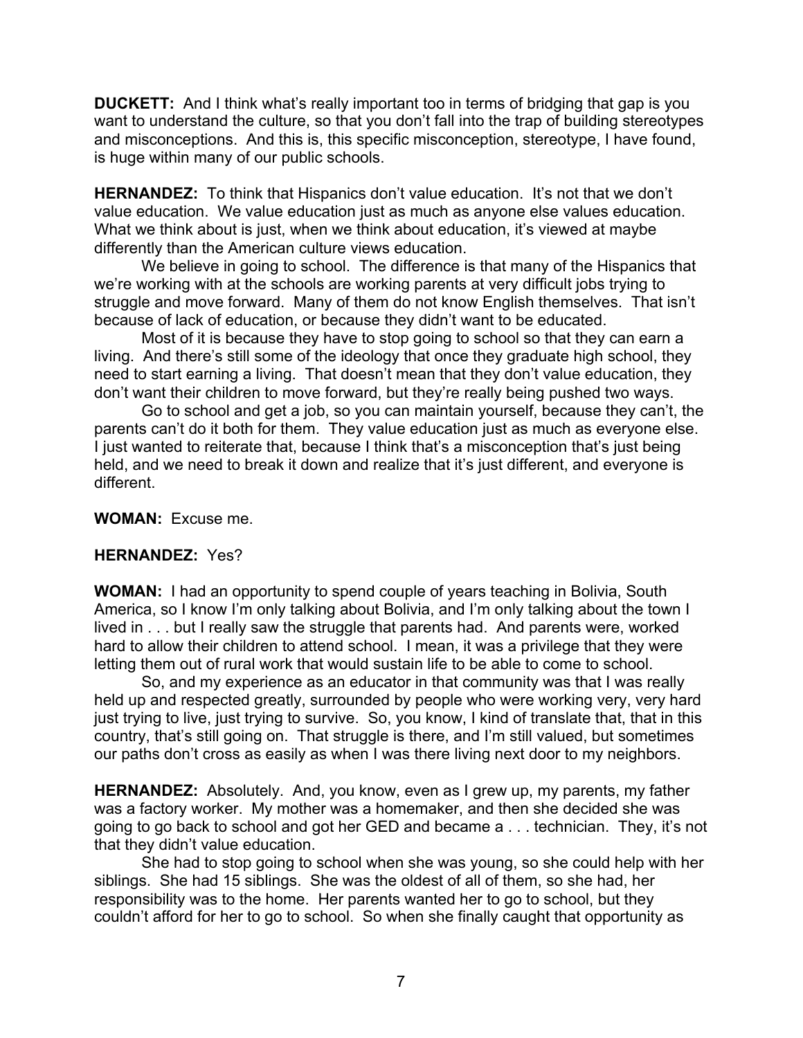**DUCKETT:** And I think what's really important too in terms of bridging that gap is you want to understand the culture, so that you don't fall into the trap of building stereotypes and misconceptions. And this is, this specific misconception, stereotype, I have found, is huge within many of our public schools.

**HERNANDEZ:** To think that Hispanics don't value education. It's not that we don't value education. We value education just as much as anyone else values education. What we think about is just, when we think about education, it's viewed at maybe differently than the American culture views education.

We believe in going to school. The difference is that many of the Hispanics that we're working with at the schools are working parents at very difficult jobs trying to struggle and move forward. Many of them do not know English themselves. That isn't because of lack of education, or because they didn't want to be educated.

Most of it is because they have to stop going to school so that they can earn a living. And there's still some of the ideology that once they graduate high school, they need to start earning a living. That doesn't mean that they don't value education, they don't want their children to move forward, but they're really being pushed two ways.

Go to school and get a job, so you can maintain yourself, because they can't, the parents can't do it both for them. They value education just as much as everyone else. I just wanted to reiterate that, because I think that's a misconception that's just being held, and we need to break it down and realize that it's just different, and everyone is different.

**WOMAN:** Excuse me.

**HERNANDEZ:** Yes?

**WOMAN:** I had an opportunity to spend couple of years teaching in Bolivia, South America, so I know I'm only talking about Bolivia, and I'm only talking about the town I lived in . . . but I really saw the struggle that parents had. And parents were, worked hard to allow their children to attend school. I mean, it was a privilege that they were letting them out of rural work that would sustain life to be able to come to school.

So, and my experience as an educator in that community was that I was really held up and respected greatly, surrounded by people who were working very, very hard just trying to live, just trying to survive. So, you know, I kind of translate that, that in this country, that's still going on. That struggle is there, and I'm still valued, but sometimes our paths don't cross as easily as when I was there living next door to my neighbors.

**HERNANDEZ:** Absolutely. And, you know, even as I grew up, my parents, my father was a factory worker. My mother was a homemaker, and then she decided she was going to go back to school and got her GED and became a . . . technician. They, it's not that they didn't value education.

She had to stop going to school when she was young, so she could help with her siblings. She had 15 siblings. She was the oldest of all of them, so she had, her responsibility was to the home. Her parents wanted her to go to school, but they couldn't afford for her to go to school. So when she finally caught that opportunity as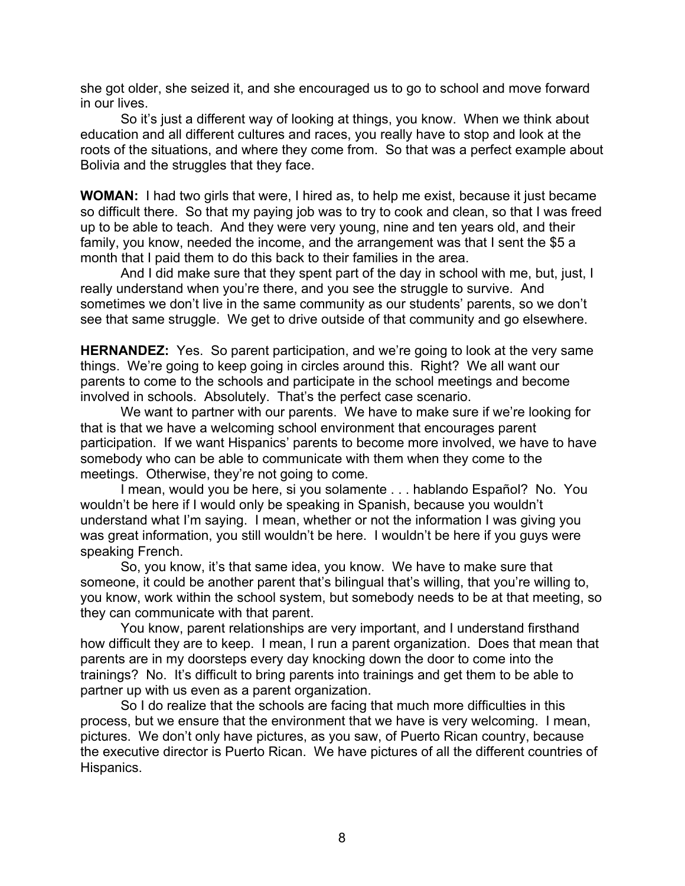she got older, she seized it, and she encouraged us to go to school and move forward in our lives.

So it's just a different way of looking at things, you know. When we think about education and all different cultures and races, you really have to stop and look at the roots of the situations, and where they come from. So that was a perfect example about Bolivia and the struggles that they face.

**WOMAN:** I had two girls that were, I hired as, to help me exist, because it just became so difficult there. So that my paying job was to try to cook and clean, so that I was freed up to be able to teach. And they were very young, nine and ten years old, and their family, you know, needed the income, and the arrangement was that I sent the $5 a month that I paid them to do this back to their families in the area.

And I did make sure that they spent part of the day in school with me, but, just, I really understand when you're there, and you see the struggle to survive. And sometimes we don't live in the same community as our students' parents, so we don't see that same struggle. We get to drive outside of that community and go elsewhere.

**HERNANDEZ:** Yes. So parent participation, and we're going to look at the very same things. We're going to keep going in circles around this. Right? We all want our parents to come to the schools and participate in the school meetings and become involved in schools. Absolutely. That's the perfect case scenario.

We want to partner with our parents. We have to make sure if we're looking for that is that we have a welcoming school environment that encourages parent participation. If we want Hispanics' parents to become more involved, we have to have somebody who can be able to communicate with them when they come to the meetings. Otherwise, they're not going to come.

I mean, would you be here, si you solamente . . . hablando Español? No. You wouldn't be here if I would only be speaking in Spanish, because you wouldn't understand what I'm saying. I mean, whether or not the information I was giving you was great information, you still wouldn't be here. I wouldn't be here if you guys were speaking French.

So, you know, it's that same idea, you know. We have to make sure that someone, it could be another parent that's bilingual that's willing, that you're willing to, you know, work within the school system, but somebody needs to be at that meeting, so they can communicate with that parent.

You know, parent relationships are very important, and I understand firsthand how difficult they are to keep. I mean, I run a parent organization. Does that mean that parents are in my doorsteps every day knocking down the door to come into the trainings? No. It's difficult to bring parents into trainings and get them to be able to partner up with us even as a parent organization.

So I do realize that the schools are facing that much more difficulties in this process, but we ensure that the environment that we have is very welcoming. I mean, pictures. We don't only have pictures, as you saw, of Puerto Rican country, because the executive director is Puerto Rican. We have pictures of all the different countries of Hispanics.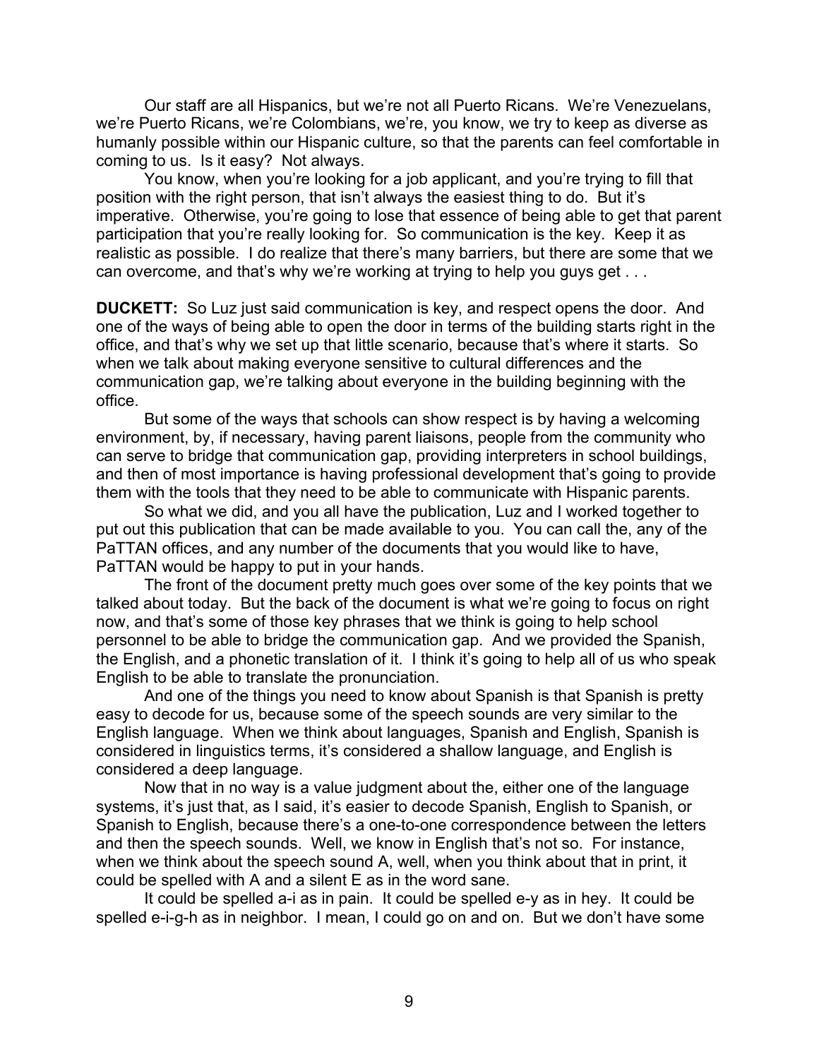Our staff are all Hispanics, but we're not all Puerto Ricans. We're Venezuelans, we're Puerto Ricans, we're Colombians, we're, you know, we try to keep as diverse as humanly possible within our Hispanic culture, so that the parents can feel comfortable in coming to us. Is it easy? Not always.

You know, when you're looking for a job applicant, and you're trying to fill that position with the right person, that isn't always the easiest thing to do. But it's imperative. Otherwise, you're going to lose that essence of being able to get that parent participation that you're really looking for. So communication is the key. Keep it as realistic as possible. I do realize that there's many barriers, but there are some that we can overcome, and that's why we're working at trying to help you guys get . . .

**DUCKETT:** So Luz just said communication is key, and respect opens the door. And one of the ways of being able to open the door in terms of the building starts right in the office, and that's why we set up that little scenario, because that's where it starts. So when we talk about making everyone sensitive to cultural differences and the communication gap, we're talking about everyone in the building beginning with the office.

But some of the ways that schools can show respect is by having a welcoming environment, by, if necessary, having parent liaisons, people from the community who can serve to bridge that communication gap, providing interpreters in school buildings, and then of most importance is having professional development that's going to provide them with the tools that they need to be able to communicate with Hispanic parents.

So what we did, and you all have the publication, Luz and I worked together to put out this publication that can be made available to you. You can call the, any of the PaTTAN offices, and any number of the documents that you would like to have, PaTTAN would be happy to put in your hands.

The front of the document pretty much goes over some of the key points that we talked about today. But the back of the document is what we're going to focus on right now, and that's some of those key phrases that we think is going to help school personnel to be able to bridge the communication gap. And we provided the Spanish, the English, and a phonetic translation of it. I think it's going to help all of us who speak English to be able to translate the pronunciation.

And one of the things you need to know about Spanish is that Spanish is pretty easy to decode for us, because some of the speech sounds are very similar to the English language. When we think about languages, Spanish and English, Spanish is considered in linguistics terms, it's considered a shallow language, and English is considered a deep language.

Now that in no way is a value judgment about the, either one of the language systems, it's just that, as I said, it's easier to decode Spanish, English to Spanish, or Spanish to English, because there's a one-to-one correspondence between the letters and then the speech sounds. Well, we know in English that's not so. For instance, when we think about the speech sound A, well, when you think about that in print, it could be spelled with A and a silent E as in the word sane.

It could be spelled a-i as in pain. It could be spelled e-y as in hey. It could be spelled e-i-g-h as in neighbor. I mean, I could go on and on. But we don't have some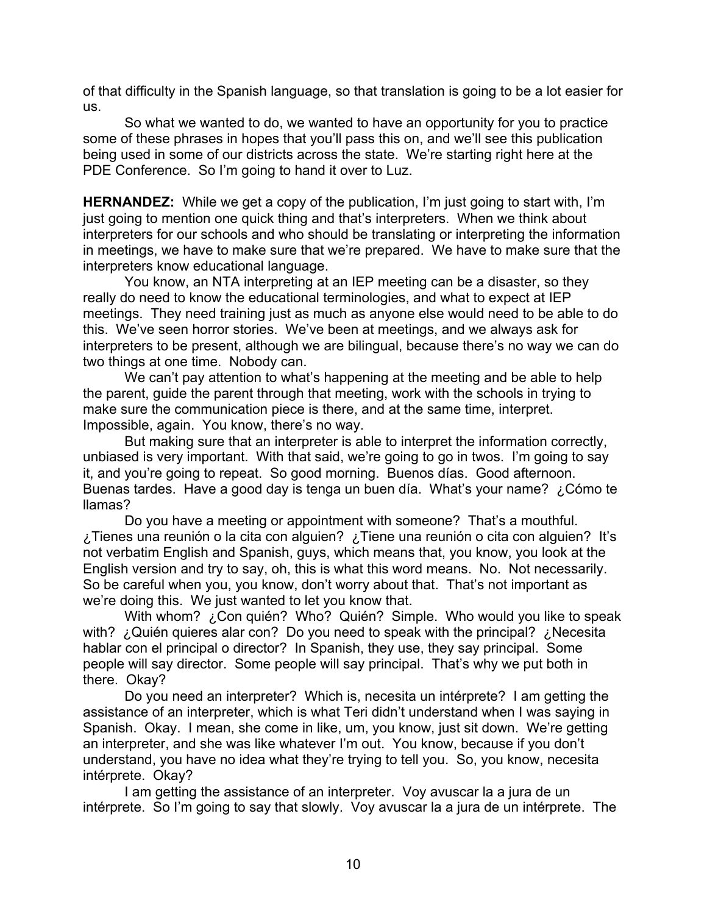of that difficulty in the Spanish language, so that translation is going to be a lot easier for us.

So what we wanted to do, we wanted to have an opportunity for you to practice some of these phrases in hopes that you'll pass this on, and we'll see this publication being used in some of our districts across the state. We're starting right here at the PDE Conference. So I'm going to hand it over to Luz.

**HERNANDEZ:** While we get a copy of the publication, I'm just going to start with, I'm just going to mention one quick thing and that's interpreters. When we think about interpreters for our schools and who should be translating or interpreting the information in meetings, we have to make sure that we're prepared. We have to make sure that the interpreters know educational language.

You know, an NTA interpreting at an IEP meeting can be a disaster, so they really do need to know the educational terminologies, and what to expect at IEP meetings. They need training just as much as anyone else would need to be able to do this. We've seen horror stories. We've been at meetings, and we always ask for interpreters to be present, although we are bilingual, because there's no way we can do two things at one time. Nobody can.

We can't pay attention to what's happening at the meeting and be able to help the parent, guide the parent through that meeting, work with the schools in trying to make sure the communication piece is there, and at the same time, interpret. Impossible, again. You know, there's no way.

But making sure that an interpreter is able to interpret the information correctly, unbiased is very important. With that said, we're going to go in twos. I'm going to say it, and you're going to repeat. So good morning. Buenos días. Good afternoon. Buenas tardes. Have a good day is tenga un buen día. What's your name? ¿Cómo te llamas?

Do you have a meeting or appointment with someone? That's a mouthful. ¿Tienes una reunión o la cita con alguien? ¿Tiene una reunión o cita con alguien? It's not verbatim English and Spanish, guys, which means that, you know, you look at the English version and try to say, oh, this is what this word means. No. Not necessarily. So be careful when you, you know, don't worry about that. That's not important as we're doing this. We just wanted to let you know that.

With whom? ¿Con quién? Who? Quién? Simple. Who would you like to speak with? ¿Quién quieres alar con? Do you need to speak with the principal? ¿Necesita hablar con el principal o director? In Spanish, they use, they say principal. Some people will say director. Some people will say principal. That's why we put both in there. Okay?

Do you need an interpreter? Which is, necesita un intérprete? I am getting the assistance of an interpreter, which is what Teri didn't understand when I was saying in Spanish. Okay. I mean, she come in like, um, you know, just sit down. We're getting an interpreter, and she was like whatever I'm out. You know, because if you don't understand, you have no idea what they're trying to tell you. So, you know, necesita intérprete. Okay?

I am getting the assistance of an interpreter. Voy avuscar la a jura de un intérprete. So I'm going to say that slowly. Voy avuscar la a jura de un intérprete. The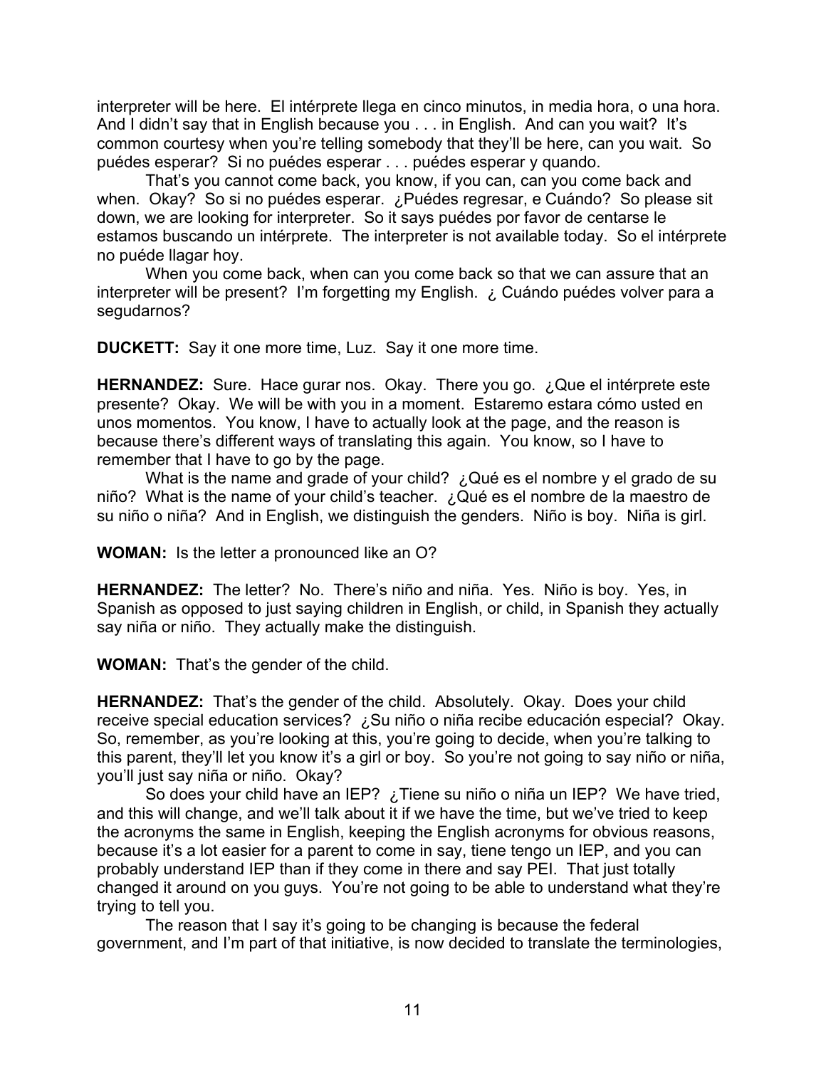interpreter will be here. El intérprete llega en cinco minutos, in media hora, o una hora. And I didn't say that in English because you . . . in English. And can you wait? It's common courtesy when you're telling somebody that they'll be here, can you wait. So puédes esperar? Si no puédes esperar . . . puédes esperar y quando.

That's you cannot come back, you know, if you can, can you come back and when. Okay? So si no puédes esperar. ¿Puédes regresar, e Cuándo? So please sit down, we are looking for interpreter. So it says puédes por favor de centarse le estamos buscando un intérprete. The interpreter is not available today. So el intérprete no puéde llagar hoy.

When you come back, when can you come back so that we can assure that an interpreter will be present? I'm forgetting my English. ¿ Cuándo puédes volver para a segudarnos?

**DUCKETT:** Say it one more time, Luz. Say it one more time.

**HERNANDEZ:** Sure. Hace gurar nos. Okay. There you go. ¿Que el intérprete este presente? Okay. We will be with you in a moment. Estaremo estara cómo usted en unos momentos. You know, I have to actually look at the page, and the reason is because there's different ways of translating this again. You know, so I have to remember that I have to go by the page.

What is the name and grade of your child? ¿Qué es el nombre y el grado de su niño? What is the name of your child's teacher. ¿Qué es el nombre de la maestro de su niño o niña? And in English, we distinguish the genders. Niño is boy. Niña is girl.

**WOMAN:** Is the letter a pronounced like an O?

**HERNANDEZ:** The letter? No. There's niño and niña. Yes. Niño is boy. Yes, in Spanish as opposed to just saying children in English, or child, in Spanish they actually say niña or niño. They actually make the distinguish.

**WOMAN:** That's the gender of the child.

**HERNANDEZ:** That's the gender of the child. Absolutely. Okay. Does your child receive special education services? ¿Su niño o niña recibe educación especial? Okay. So, remember, as you're looking at this, you're going to decide, when you're talking to this parent, they'll let you know it's a girl or boy. So you're not going to say niño or niña, you'll just say niña or niño. Okay?

So does your child have an IEP? ¿Tiene su niño o niña un IEP? We have tried, and this will change, and we'll talk about it if we have the time, but we've tried to keep the acronyms the same in English, keeping the English acronyms for obvious reasons, because it's a lot easier for a parent to come in say, tiene tengo un IEP, and you can probably understand IEP than if they come in there and say PEI. That just totally changed it around on you guys. You're not going to be able to understand what they're trying to tell you.

The reason that I say it's going to be changing is because the federal government, and I'm part of that initiative, is now decided to translate the terminologies,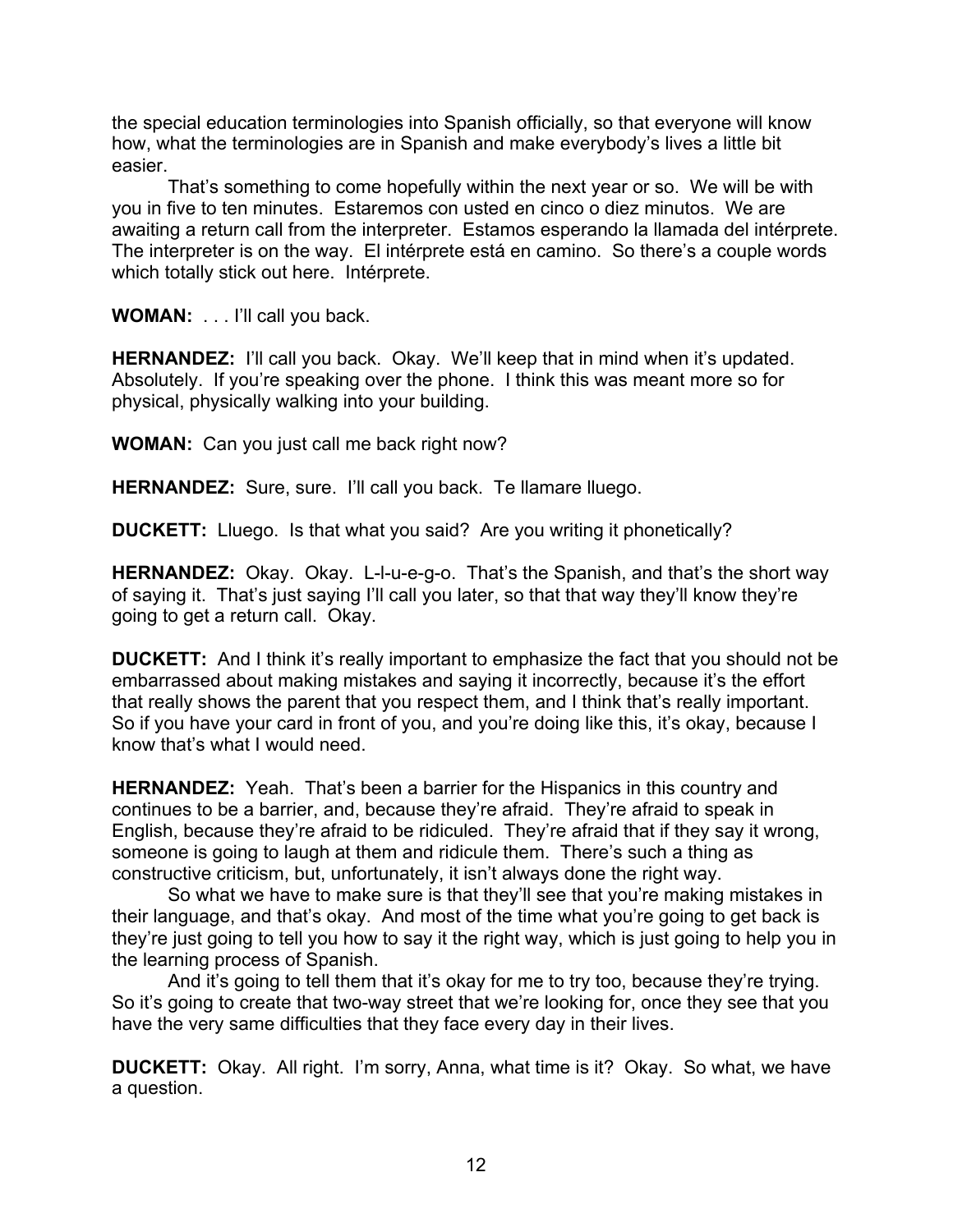the special education terminologies into Spanish officially, so that everyone will know how, what the terminologies are in Spanish and make everybody's lives a little bit easier.

That's something to come hopefully within the next year or so. We will be with you in five to ten minutes. Estaremos con usted en cinco o diez minutos. We are awaiting a return call from the interpreter. Estamos esperando la llamada del intérprete. The interpreter is on the way. El intérprete está en camino. So there's a couple words which totally stick out here. Intérprete.

**WOMAN:** . . . I'll call you back.

**HERNANDEZ:** I'll call you back. Okay. We'll keep that in mind when it's updated. Absolutely. If you're speaking over the phone. I think this was meant more so for physical, physically walking into your building.

**WOMAN:** Can you just call me back right now?

**HERNANDEZ:** Sure, sure. I'll call you back. Te llamare luego.

**DUCKETT:** Lluego. Is that what you said? Are you writing it phonetically?

**HERNANDEZ:** Okay. Okay. L-l-u-e-g-o. That's the Spanish, and that's the short way of saying it. That's just saying I'll call you later, so that that way they'll know they're going to get a return call. Okay.

**DUCKETT:** And I think it's really important to emphasize the fact that you should not be embarrassed about making mistakes and saying it incorrectly, because it's the effort that really shows the parent that you respect them, and I think that's really important. So if you have your card in front of you, and you're doing like this, it's okay, because I know that's what I would need.

**HERNANDEZ:** Yeah. That's been a barrier for the Hispanics in this country and continues to be a barrier, and, because they're afraid. They're afraid to speak in English, because they're afraid to be ridiculed. They're afraid that if they say it wrong, someone is going to laugh at them and ridicule them. There's such a thing as constructive criticism, but, unfortunately, it isn't always done the right way.

So what we have to make sure is that they'll see that you're making mistakes in their language, and that's okay. And most of the time what you're going to get back is they're just going to tell you how to say it the right way, which is just going to help you in the learning process of Spanish.

And it's going to tell them that it's okay for me to try too, because they're trying. So it's going to create that two-way street that we're looking for, once they see that you have the very same difficulties that they face every day in their lives.

**DUCKETT:** Okay. All right. I'm sorry, Anna, what time is it? Okay. So what, we have a question.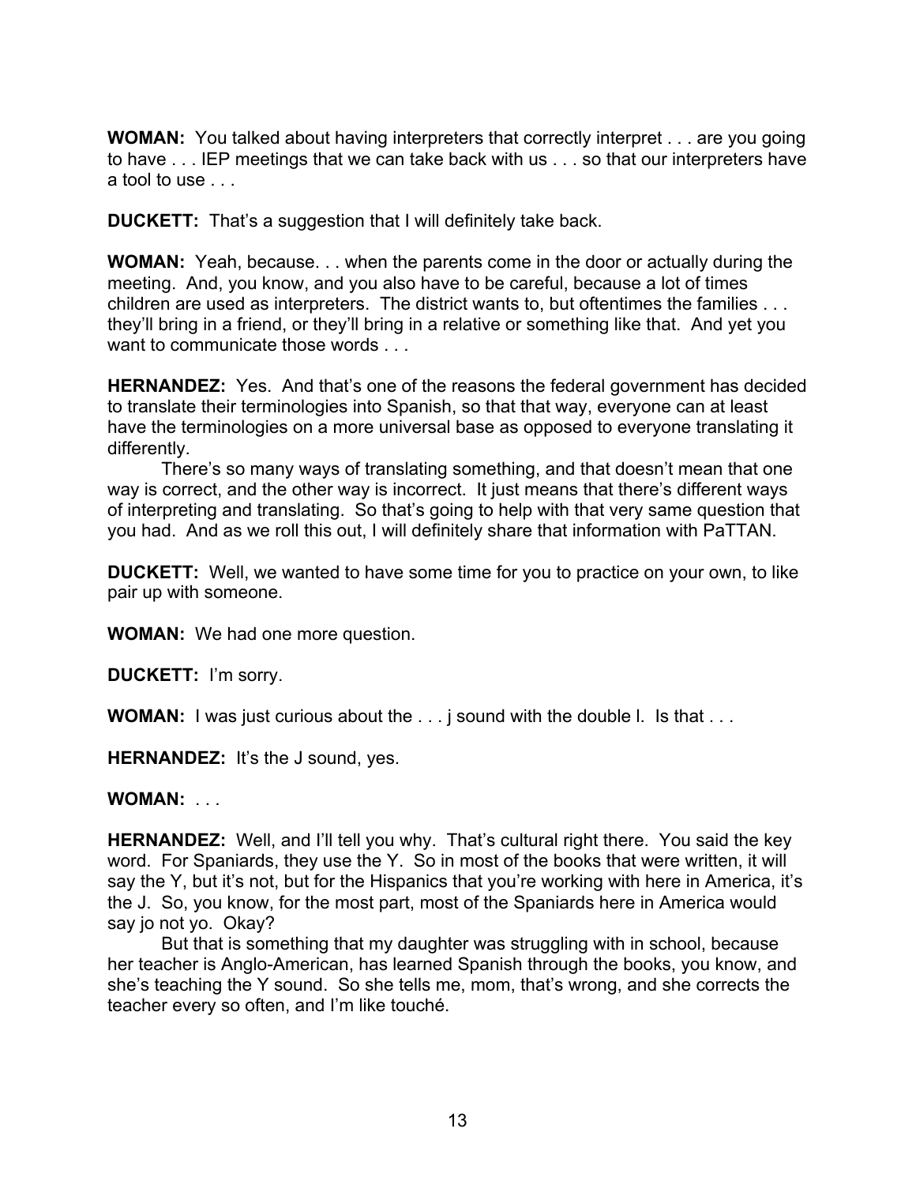**WOMAN:** You talked about having interpreters that correctly interpret . . . are you going to have . . . IEP meetings that we can take back with us . . . so that our interpreters have a tool to use . . .

**DUCKETT:** That's a suggestion that I will definitely take back.

**WOMAN:** Yeah, because. . . when the parents come in the door or actually during the meeting. And, you know, and you also have to be careful, because a lot of times children are used as interpreters. The district wants to, but oftentimes the families . . . they'll bring in a friend, or they'll bring in a relative or something like that. And yet you want to communicate those words . . .

**HERNANDEZ:** Yes. And that's one of the reasons the federal government has decided to translate their terminologies into Spanish, so that that way, everyone can at least have the terminologies on a more universal base as opposed to everyone translating it differently.

There's so many ways of translating something, and that doesn't mean that one way is correct, and the other way is incorrect. It just means that there's different ways of interpreting and translating. So that's going to help with that very same question that you had. And as we roll this out, I will definitely share that information with PaTTAN.

**DUCKETT:** Well, we wanted to have some time for you to practice on your own, to like pair up with someone.

**WOMAN:** We had one more question.

**DUCKETT:** I'm sorry.

**WOMAN:** I was just curious about the . . . j sound with the double l. Is that . . .

**HERNANDEZ:** It's the J sound, yes.

**WOMAN:** . . .

**HERNANDEZ:** Well, and I'll tell you why. That's cultural right there. You said the key word. For Spaniards, they use the Y. So in most of the books that were written, it will say the Y, but it's not, but for the Hispanics that you're working with here in America, it's the J. So, you know, for the most part, most of the Spaniards here in America would say jo not yo. Okay?

But that is something that my daughter was struggling with in school, because her teacher is Anglo-American, has learned Spanish through the books, you know, and she's teaching the Y sound. So she tells me, mom, that's wrong, and she corrects the teacher every so often, and I'm like touché.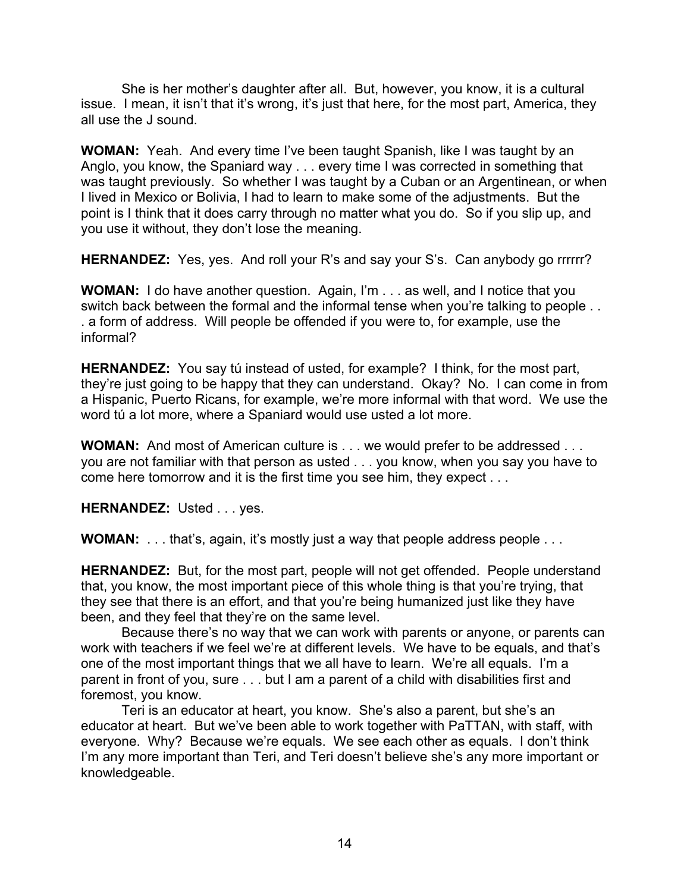She is her mother's daughter after all. But, however, you know, it is a cultural issue. I mean, it isn't that it's wrong, it's just that here, for the most part, America, they all use the J sound.

**WOMAN:** Yeah. And every time I've been taught Spanish, like I was taught by an Anglo, you know, the Spaniard way . . . every time I was corrected in something that was taught previously. So whether I was taught by a Cuban or an Argentinean, or when I lived in Mexico or Bolivia, I had to learn to make some of the adjustments. But the point is I think that it does carry through no matter what you do. So if you slip up, and you use it without, they don't lose the meaning.

**HERNANDEZ:** Yes, yes. And roll your R's and say your S's. Can anybody go rrrrrr?

**WOMAN:** I do have another question. Again, I'm . . . as well, and I notice that you switch back between the formal and the informal tense when you're talking to people . . . a form of address. Will people be offended if you were to, for example, use the informal?

**HERNANDEZ:** You say tú instead of usted, for example? I think, for the most part, they're just going to be happy that they can understand. Okay? No. I can come in from a Hispanic, Puerto Ricans, for example, we're more informal with that word. We use the word tú a lot more, where a Spaniard would use usted a lot more.

**WOMAN:** And most of American culture is . . . we would prefer to be addressed . . . you are not familiar with that person as usted . . . you know, when you say you have to come here tomorrow and it is the first time you see him, they expect . . .

**HERNANDEZ:** Usted . . . yes.

**WOMAN:** . . . that's, again, it's mostly just a way that people address people . . .

**HERNANDEZ:** But, for the most part, people will not get offended. People understand that, you know, the most important piece of this whole thing is that you're trying, that they see that there is an effort, and that you're being humanized just like they have been, and they feel that they're on the same level.

Because there's no way that we can work with parents or anyone, or parents can work with teachers if we feel we're at different levels. We have to be equals, and that's one of the most important things that we all have to learn. We're all equals. I'm a parent in front of you, sure . . . but I am a parent of a child with disabilities first and foremost, you know.

Teri is an educator at heart, you know. She's also a parent, but she's an educator at heart. But we've been able to work together with PaTTAN, with staff, with everyone. Why? Because we're equals. We see each other as equals. I don't think I'm any more important than Teri, and Teri doesn't believe she's any more important or knowledgeable.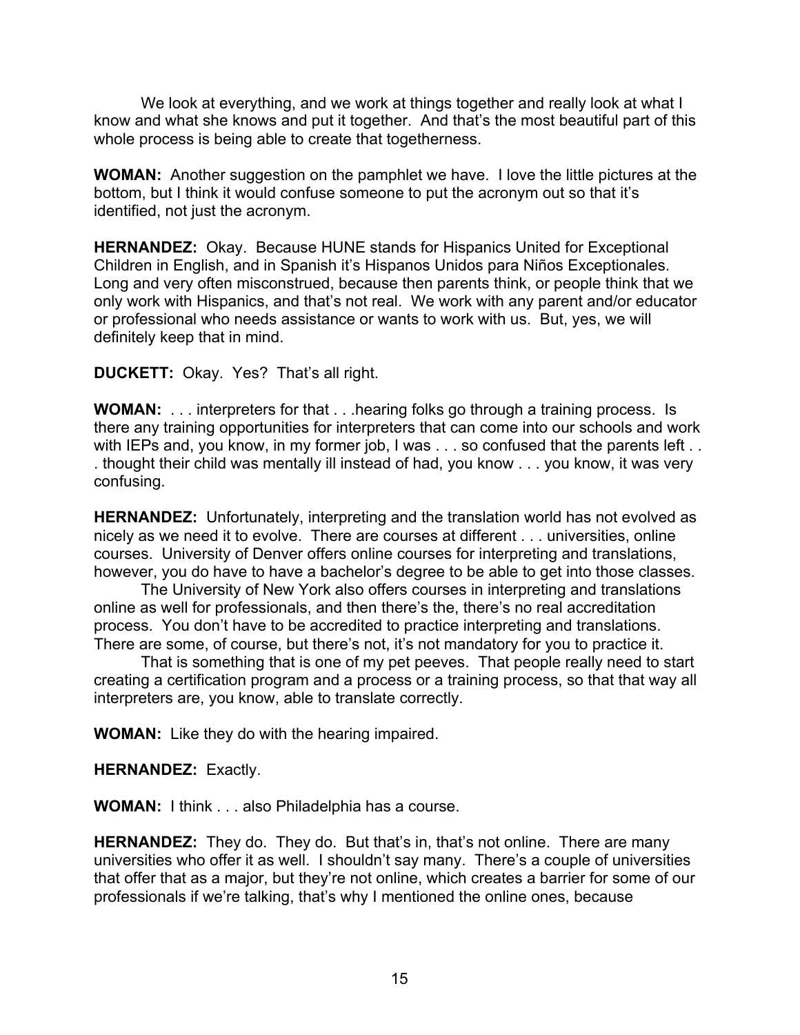We look at everything, and we work at things together and really look at what I know and what she knows and put it together. And that's the most beautiful part of this whole process is being able to create that togetherness.

**WOMAN:** Another suggestion on the pamphlet we have. I love the little pictures at the bottom, but I think it would confuse someone to put the acronym out so that it's identified, not just the acronym.

**HERNANDEZ:** Okay. Because HUNE stands for Hispanics United for Exceptional Children in English, and in Spanish it's Hispanos Unidos para Niños Exceptionales. Long and very often misconstrued, because then parents think, or people think that we only work with Hispanics, and that's not real. We work with any parent and/or educator or professional who needs assistance or wants to work with us. But, yes, we will definitely keep that in mind.

**DUCKETT:** Okay. Yes? That's all right.

**WOMAN:** . . . interpreters for that . . .hearing folks go through a training process. Is there any training opportunities for interpreters that can come into our schools and work with IEPs and, you know, in my former job, I was . . . so confused that the parents left . . . thought their child was mentally ill instead of had, you know . . . you know, it was very confusing.

**HERNANDEZ:** Unfortunately, interpreting and the translation world has not evolved as nicely as we need it to evolve. There are courses at different . . . universities, online courses. University of Denver offers online courses for interpreting and translations, however, you do have to have a bachelor's degree to be able to get into those classes.

The University of New York also offers courses in interpreting and translations online as well for professionals, and then there's the, there's no real accreditation process. You don't have to be accredited to practice interpreting and translations. There are some, of course, but there's not, it's not mandatory for you to practice it.

That is something that is one of my pet peeves. That people really need to start creating a certification program and a process or a training process, so that that way all interpreters are, you know, able to translate correctly.

**WOMAN:** Like they do with the hearing impaired.

**HERNANDEZ:** Exactly.

**WOMAN:** I think . . . also Philadelphia has a course.

**HERNANDEZ:** They do. They do. But that's in, that's not online. There are many universities who offer it as well. I shouldn't say many. There's a couple of universities that offer that as a major, but they're not online, which creates a barrier for some of our professionals if we're talking, that's why I mentioned the online ones, because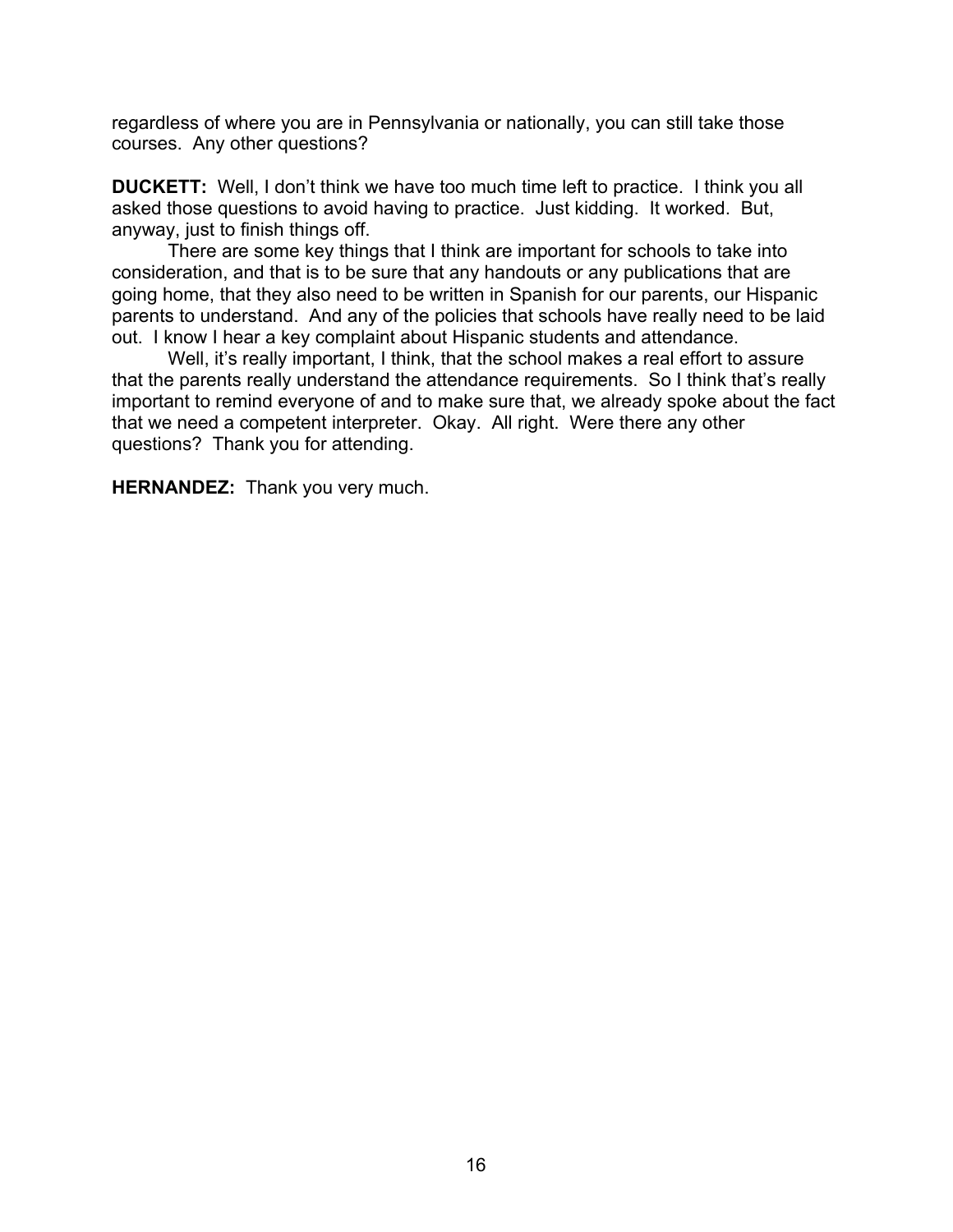regardless of where you are in Pennsylvania or nationally, you can still take those courses. Any other questions?

**DUCKETT:** Well, I don't think we have too much time left to practice. I think you all asked those questions to avoid having to practice. Just kidding. It worked. But, anyway, just to finish things off.

There are some key things that I think are important for schools to take into consideration, and that is to be sure that any handouts or any publications that are going home, that they also need to be written in Spanish for our parents, our Hispanic parents to understand. And any of the policies that schools have really need to be laid out. I know I hear a key complaint about Hispanic students and attendance.

Well, it's really important, I think, that the school makes a real effort to assure that the parents really understand the attendance requirements. So I think that's really important to remind everyone of and to make sure that, we already spoke about the fact that we need a competent interpreter. Okay. All right. Were there any other questions? Thank you for attending.

**HERNANDEZ:** Thank you very much.